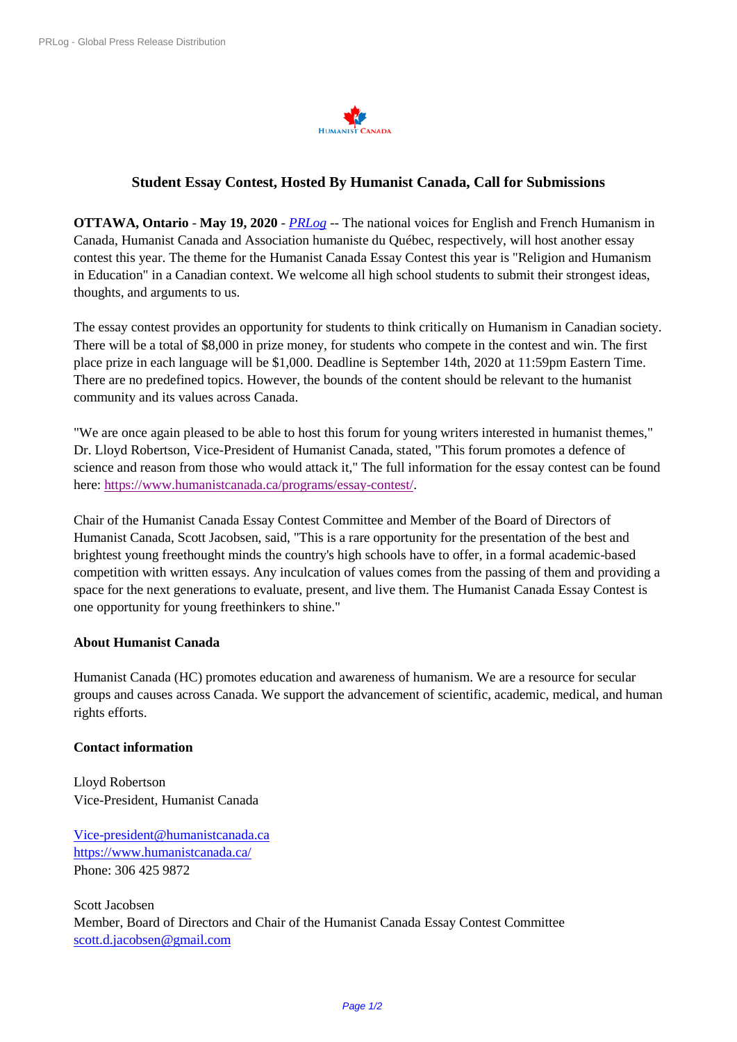# Student Essay Contest, Hosted By Humanist Canada, Call for Submissions

**OTTAWA, Ontario** - **May 19, 2020** - *PRLog* -- The national voices for English and French Humanism in Canada, Humanist Canada and Association humaniste du Québec, respectively, will host another essay contest this year. The theme for the Humanist Canada Essay Contest this year is "Religion and Humanism in Education" in a Canadian context. We welcome all high school students to submit their strongest ideas, thoughts, and arguments to us.

The essay contest provides an opportunity for students to think critically on Humanism in Canadian society. There will be a total of $8,000 in prize money, for students who compete in the contest and win. The first place prize in each language will be $1,000. Deadline is September 14th, 2020 at 11:59pm Eastern Time. There are no predefined topics. However, the bounds of the content should be relevant to the humanist community and its values across Canada.

"We are once again pleased to be able to host this forum for young writers interested in humanist themes," Dr. Lloyd Robertson, Vice-President of Humanist Canada, stated, "This forum promotes a defence of science and reason from those who would attack it," The full information for the essay contest can be found here: https://www.humanistcanada.ca/programs/essay-contest/.

Chair of the Humanist Canada Essay Contest Committee and Member of the Board of Directors of Humanist Canada, Scott Jacobsen, said, "This is a rare opportunity for the presentation of the best and brightest young freethought minds the country's high schools have to offer, in a formal academic-based competition with written essays. Any inculcation of values comes from the passing of them and providing a space for the next generations to evaluate, present, and live them. The Humanist Canada Essay Contest is one opportunity for young freethinkers to shine."

**About Humanist Canada**

Humanist Canada (HC) promotes education and awareness of humanism. We are a resource for secular groups and causes across Canada. We support the advancement of scientific, academic, medical, and human rights efforts.

**Contact information**

Lloyd Robertson
Vice-President, Humanist Canada

Vice-president@humanistcanada.ca
https://www.humanistcanada.ca/
Phone: 306 425 9872

Scott Jacobsen
Member, Board of Directors and Chair of the Humanist Canada Essay Contest Committee
scott.d.jacobsen@gmail.com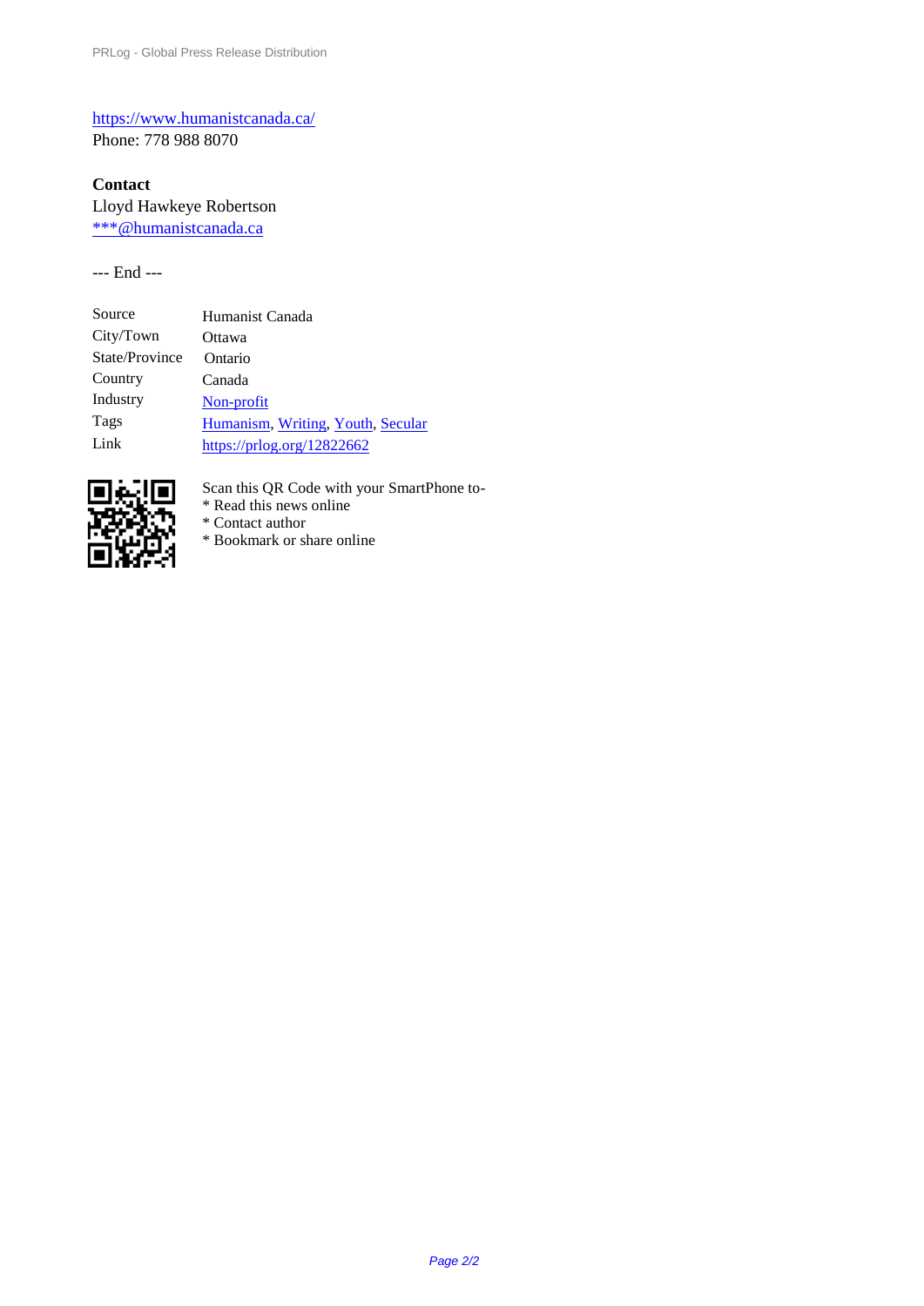https://www.humanistcanada.ca/
Phone: 778 988 8070

**Contact**
Lloyd Hawkeye Robertson
***@humanistcanada.ca

--- End ---

| | |
|---|---|
| Source | Humanist Canada |
| City/Town | Ottawa |
| State/Province | Ontario |
| Country | Canada |
| Industry | Non-profit |
| Tags | Humanism, Writing, Youth, Secular |
| Link | https://prlog.org/12822662 |

Scan this QR Code with your SmartPhone to-
* Read this news online
* Contact author
* Bookmark or share online